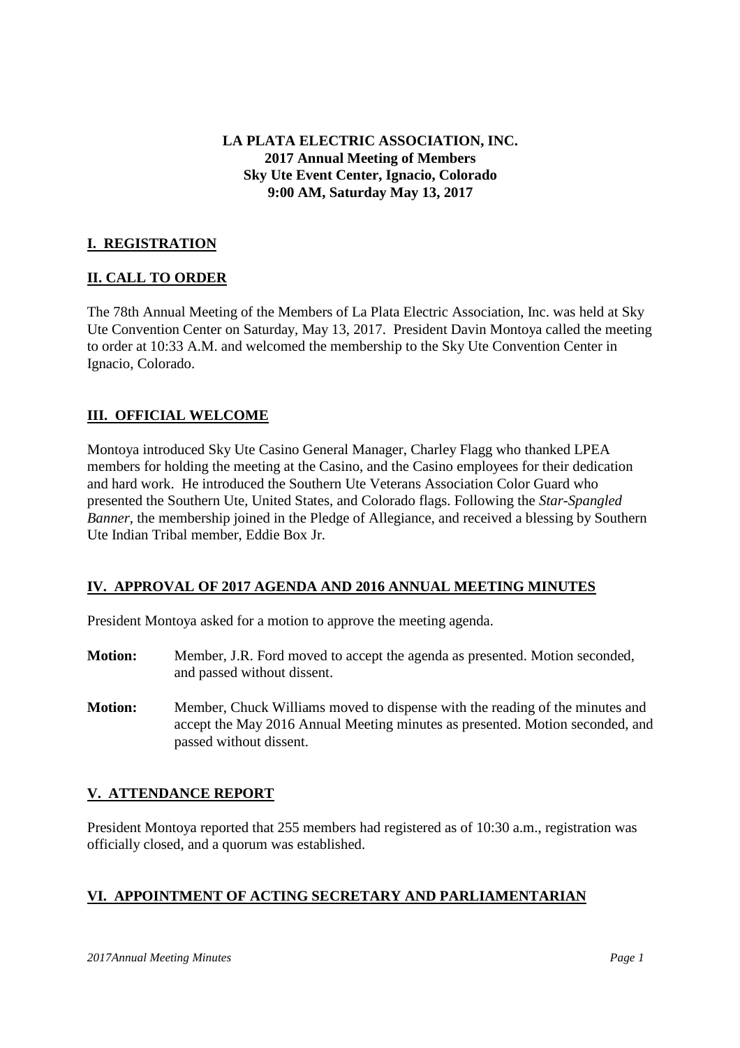**LA PLATA ELECTRIC ASSOCIATION, INC.**
**2017 Annual Meeting of Members**
**Sky Ute Event Center, Ignacio, Colorado**
**9:00 AM, Saturday May 13, 2017**

## I. REGISTRATION

## II. CALL TO ORDER

The 78th Annual Meeting of the Members of La Plata Electric Association, Inc. was held at Sky Ute Convention Center on Saturday, May 13, 2017. President Davin Montoya called the meeting to order at 10:33 A.M. and welcomed the membership to the Sky Ute Convention Center in Ignacio, Colorado.

## III. OFFICIAL WELCOME

Montoya introduced Sky Ute Casino General Manager, Charley Flagg who thanked LPEA members for holding the meeting at the Casino, and the Casino employees for their dedication and hard work. He introduced the Southern Ute Veterans Association Color Guard who presented the Southern Ute, United States, and Colorado flags. Following the *Star-Spangled Banner*, the membership joined in the Pledge of Allegiance, and received a blessing by Southern Ute Indian Tribal member, Eddie Box Jr.

## IV. APPROVAL OF 2017 AGENDA AND 2016 ANNUAL MEETING MINUTES

President Montoya asked for a motion to approve the meeting agenda.

**Motion:** Member, J.R. Ford moved to accept the agenda as presented. Motion seconded, and passed without dissent.

**Motion:** Member, Chuck Williams moved to dispense with the reading of the minutes and accept the May 2016 Annual Meeting minutes as presented. Motion seconded, and passed without dissent.

## V. ATTENDANCE REPORT

President Montoya reported that 255 members had registered as of 10:30 a.m., registration was officially closed, and a quorum was established.

## VI. APPOINTMENT OF ACTING SECRETARY AND PARLIAMENTARIAN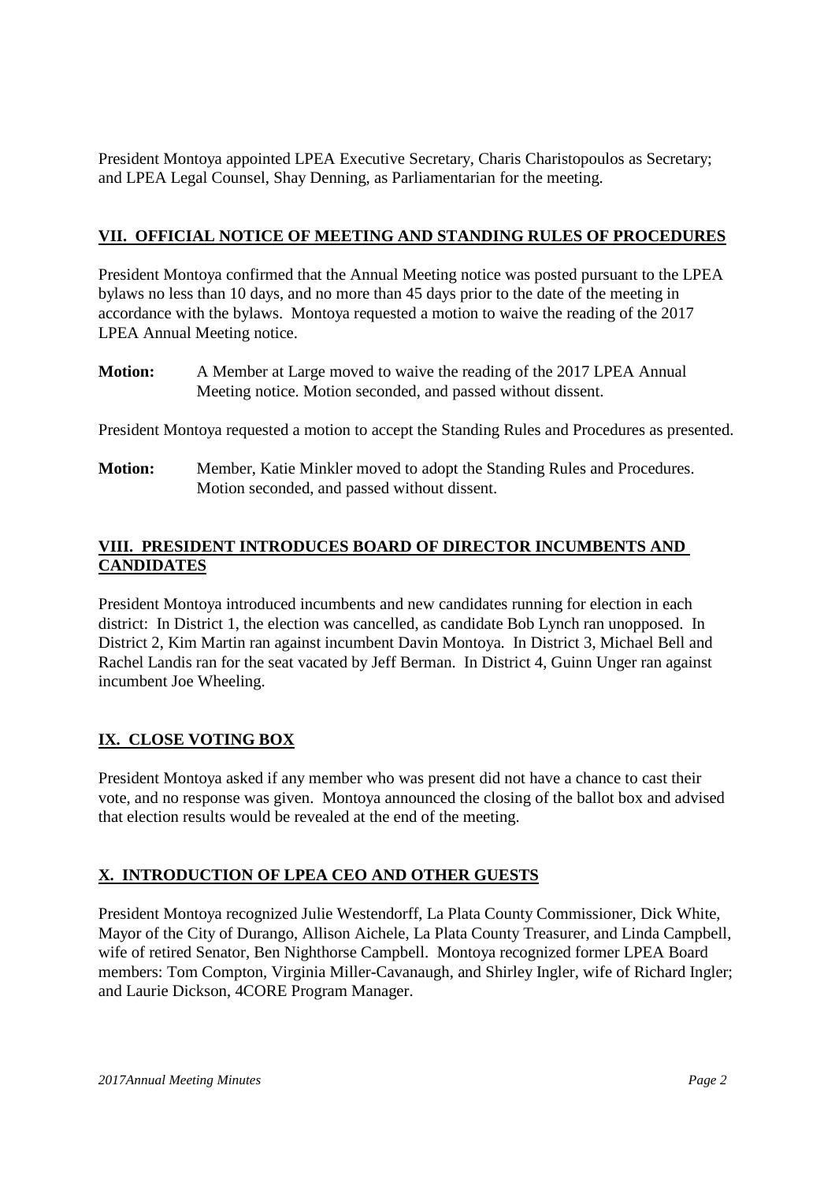President Montoya appointed LPEA Executive Secretary, Charis Charistopoulos as Secretary; and LPEA Legal Counsel, Shay Denning, as Parliamentarian for the meeting.

## VII. OFFICIAL NOTICE OF MEETING AND STANDING RULES OF PROCEDURES

President Montoya confirmed that the Annual Meeting notice was posted pursuant to the LPEA bylaws no less than 10 days, and no more than 45 days prior to the date of the meeting in accordance with the bylaws. Montoya requested a motion to waive the reading of the 2017 LPEA Annual Meeting notice.

**Motion:** A Member at Large moved to waive the reading of the 2017 LPEA Annual Meeting notice. Motion seconded, and passed without dissent.

President Montoya requested a motion to accept the Standing Rules and Procedures as presented.

**Motion:** Member, Katie Minkler moved to adopt the Standing Rules and Procedures. Motion seconded, and passed without dissent.

## VIII. PRESIDENT INTRODUCES BOARD OF DIRECTOR INCUMBENTS AND CANDIDATES

President Montoya introduced incumbents and new candidates running for election in each district: In District 1, the election was cancelled, as candidate Bob Lynch ran unopposed. In District 2, Kim Martin ran against incumbent Davin Montoya. In District 3, Michael Bell and Rachel Landis ran for the seat vacated by Jeff Berman. In District 4, Guinn Unger ran against incumbent Joe Wheeling.

## IX. CLOSE VOTING BOX

President Montoya asked if any member who was present did not have a chance to cast their vote, and no response was given. Montoya announced the closing of the ballot box and advised that election results would be revealed at the end of the meeting.

## X. INTRODUCTION OF LPEA CEO AND OTHER GUESTS

President Montoya recognized Julie Westendorff, La Plata County Commissioner, Dick White, Mayor of the City of Durango, Allison Aichele, La Plata County Treasurer, and Linda Campbell, wife of retired Senator, Ben Nighthorse Campbell. Montoya recognized former LPEA Board members: Tom Compton, Virginia Miller-Cavanaugh, and Shirley Ingler, wife of Richard Ingler; and Laurie Dickson, 4CORE Program Manager.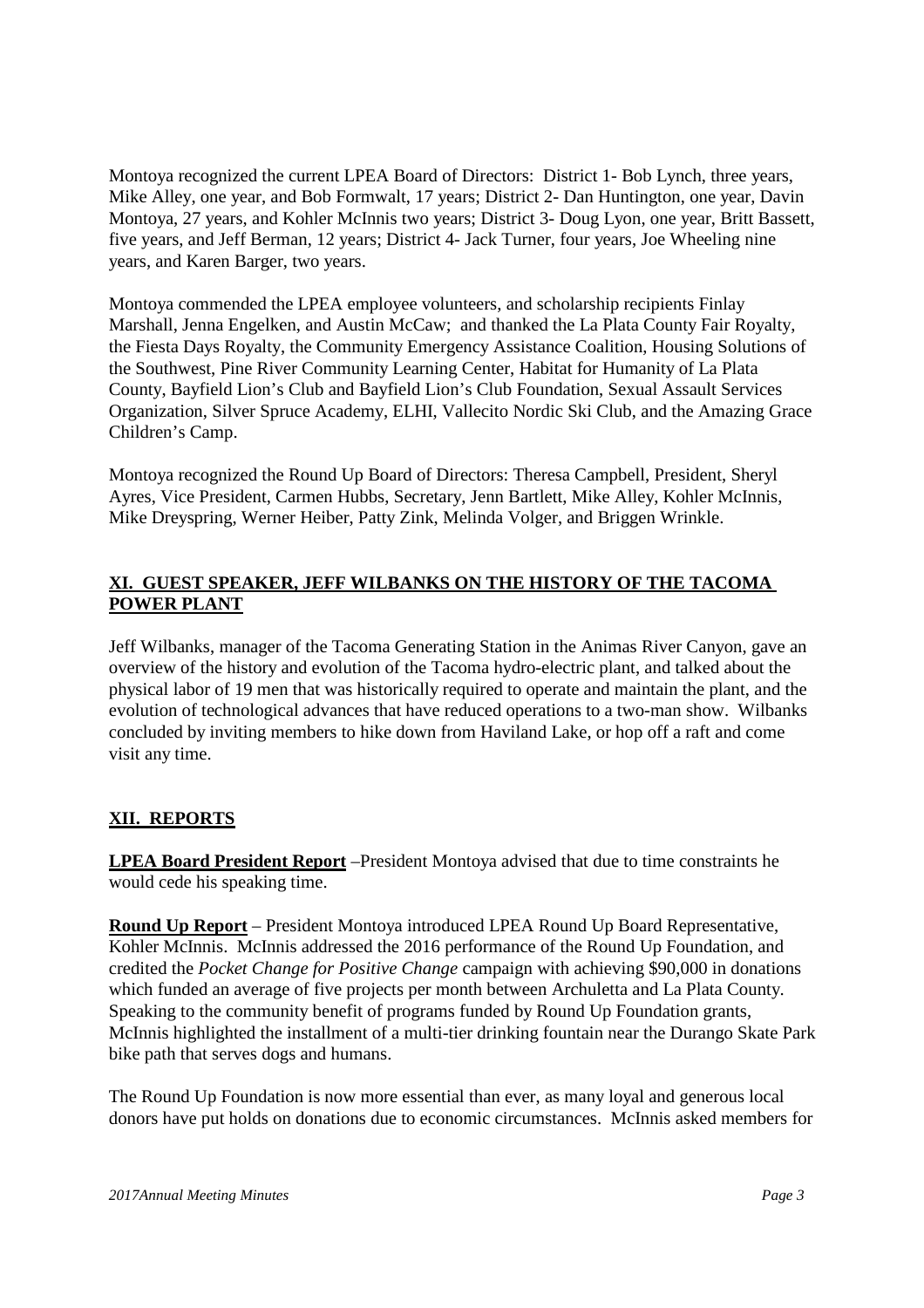Montoya recognized the current LPEA Board of Directors: District 1- Bob Lynch, three years, Mike Alley, one year, and Bob Formwalt, 17 years; District 2- Dan Huntington, one year, Davin Montoya, 27 years, and Kohler McInnis two years; District 3- Doug Lyon, one year, Britt Bassett, five years, and Jeff Berman, 12 years; District 4- Jack Turner, four years, Joe Wheeling nine years, and Karen Barger, two years.

Montoya commended the LPEA employee volunteers, and scholarship recipients Finlay Marshall, Jenna Engelken, and Austin McCaw; and thanked the La Plata County Fair Royalty, the Fiesta Days Royalty, the Community Emergency Assistance Coalition, Housing Solutions of the Southwest, Pine River Community Learning Center, Habitat for Humanity of La Plata County, Bayfield Lion's Club and Bayfield Lion's Club Foundation, Sexual Assault Services Organization, Silver Spruce Academy, ELHI, Vallecito Nordic Ski Club, and the Amazing Grace Children's Camp.

Montoya recognized the Round Up Board of Directors: Theresa Campbell, President, Sheryl Ayres, Vice President, Carmen Hubbs, Secretary, Jenn Bartlett, Mike Alley, Kohler McInnis, Mike Dreyspring, Werner Heiber, Patty Zink, Melinda Volger, and Briggen Wrinkle.

## XI. GUEST SPEAKER, JEFF WILBANKS ON THE HISTORY OF THE TACOMA POWER PLANT

Jeff Wilbanks, manager of the Tacoma Generating Station in the Animas River Canyon, gave an overview of the history and evolution of the Tacoma hydro-electric plant, and talked about the physical labor of 19 men that was historically required to operate and maintain the plant, and the evolution of technological advances that have reduced operations to a two-man show. Wilbanks concluded by inviting members to hike down from Haviland Lake, or hop off a raft and come visit any time.

## XII. REPORTS

**LPEA Board President Report** –President Montoya advised that due to time constraints he would cede his speaking time.

**Round Up Report** – President Montoya introduced LPEA Round Up Board Representative, Kohler McInnis. McInnis addressed the 2016 performance of the Round Up Foundation, and credited the *Pocket Change for Positive Change* campaign with achieving $90,000 in donations which funded an average of five projects per month between Archuletta and La Plata County. Speaking to the community benefit of programs funded by Round Up Foundation grants, McInnis highlighted the installment of a multi-tier drinking fountain near the Durango Skate Park bike path that serves dogs and humans.

The Round Up Foundation is now more essential than ever, as many loyal and generous local donors have put holds on donations due to economic circumstances. McInnis asked members for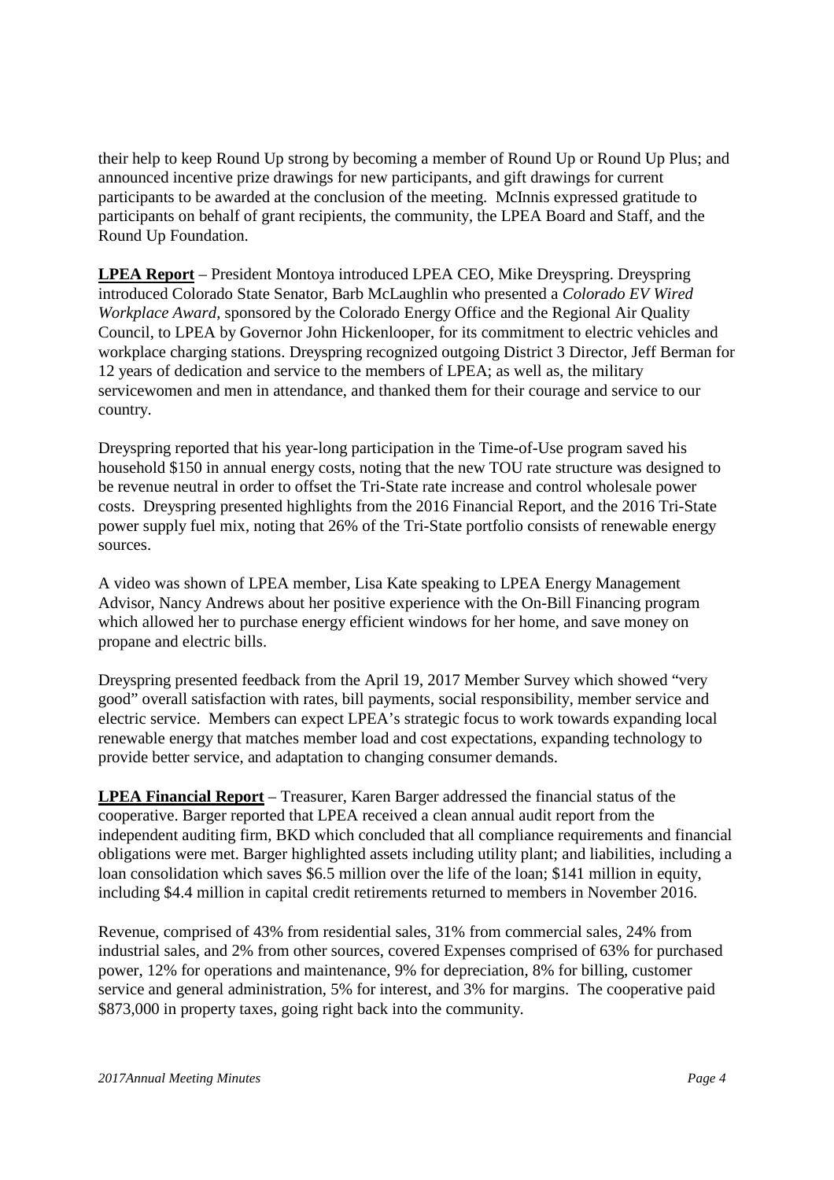their help to keep Round Up strong by becoming a member of Round Up or Round Up Plus; and announced incentive prize drawings for new participants, and gift drawings for current participants to be awarded at the conclusion of the meeting. McInnis expressed gratitude to participants on behalf of grant recipients, the community, the LPEA Board and Staff, and the Round Up Foundation.

**LPEA Report** – President Montoya introduced LPEA CEO, Mike Dreyspring. Dreyspring introduced Colorado State Senator, Barb McLaughlin who presented a *Colorado EV Wired Workplace Award*, sponsored by the Colorado Energy Office and the Regional Air Quality Council, to LPEA by Governor John Hickenlooper, for its commitment to electric vehicles and workplace charging stations. Dreyspring recognized outgoing District 3 Director, Jeff Berman for 12 years of dedication and service to the members of LPEA; as well as, the military servicewomen and men in attendance, and thanked them for their courage and service to our country.

Dreyspring reported that his year-long participation in the Time-of-Use program saved his household $150 in annual energy costs, noting that the new TOU rate structure was designed to be revenue neutral in order to offset the Tri-State rate increase and control wholesale power costs. Dreyspring presented highlights from the 2016 Financial Report, and the 2016 Tri-State power supply fuel mix, noting that 26% of the Tri-State portfolio consists of renewable energy sources.

A video was shown of LPEA member, Lisa Kate speaking to LPEA Energy Management Advisor, Nancy Andrews about her positive experience with the On-Bill Financing program which allowed her to purchase energy efficient windows for her home, and save money on propane and electric bills.

Dreyspring presented feedback from the April 19, 2017 Member Survey which showed "very good" overall satisfaction with rates, bill payments, social responsibility, member service and electric service. Members can expect LPEA's strategic focus to work towards expanding local renewable energy that matches member load and cost expectations, expanding technology to provide better service, and adaptation to changing consumer demands.

**LPEA Financial Report** – Treasurer, Karen Barger addressed the financial status of the cooperative. Barger reported that LPEA received a clean annual audit report from the independent auditing firm, BKD which concluded that all compliance requirements and financial obligations were met. Barger highlighted assets including utility plant; and liabilities, including a loan consolidation which saves $6.5 million over the life of the loan; $141 million in equity, including $4.4 million in capital credit retirements returned to members in November 2016.

Revenue, comprised of 43% from residential sales, 31% from commercial sales, 24% from industrial sales, and 2% from other sources, covered Expenses comprised of 63% for purchased power, 12% for operations and maintenance, 9% for depreciation, 8% for billing, customer service and general administration, 5% for interest, and 3% for margins. The cooperative paid $873,000 in property taxes, going right back into the community.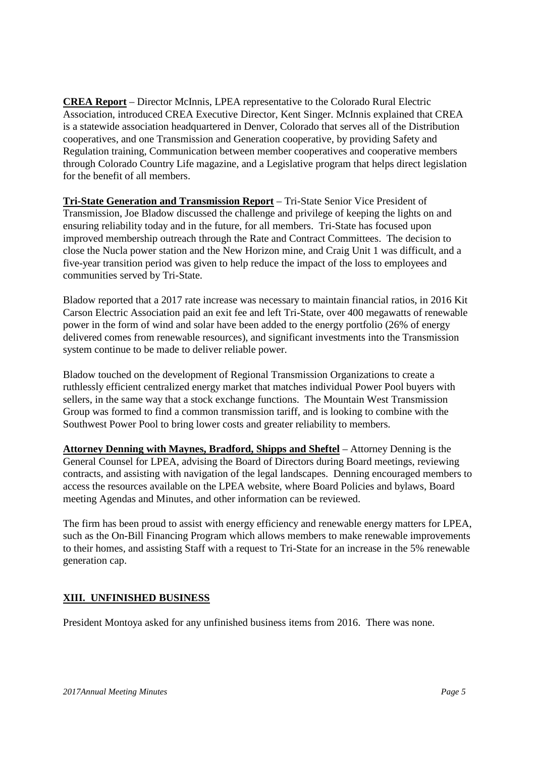**CREA Report** – Director McInnis, LPEA representative to the Colorado Rural Electric Association, introduced CREA Executive Director, Kent Singer. McInnis explained that CREA is a statewide association headquartered in Denver, Colorado that serves all of the Distribution cooperatives, and one Transmission and Generation cooperative, by providing Safety and Regulation training, Communication between member cooperatives and cooperative members through Colorado Country Life magazine, and a Legislative program that helps direct legislation for the benefit of all members.

**Tri-State Generation and Transmission Report** – Tri-State Senior Vice President of Transmission, Joe Bladow discussed the challenge and privilege of keeping the lights on and ensuring reliability today and in the future, for all members. Tri-State has focused upon improved membership outreach through the Rate and Contract Committees. The decision to close the Nucla power station and the New Horizon mine, and Craig Unit 1 was difficult, and a five-year transition period was given to help reduce the impact of the loss to employees and communities served by Tri-State.

Bladow reported that a 2017 rate increase was necessary to maintain financial ratios, in 2016 Kit Carson Electric Association paid an exit fee and left Tri-State, over 400 megawatts of renewable power in the form of wind and solar have been added to the energy portfolio (26% of energy delivered comes from renewable resources), and significant investments into the Transmission system continue to be made to deliver reliable power.

Bladow touched on the development of Regional Transmission Organizations to create a ruthlessly efficient centralized energy market that matches individual Power Pool buyers with sellers, in the same way that a stock exchange functions. The Mountain West Transmission Group was formed to find a common transmission tariff, and is looking to combine with the Southwest Power Pool to bring lower costs and greater reliability to members.

**Attorney Denning with Maynes, Bradford, Shipps and Sheftel** – Attorney Denning is the General Counsel for LPEA, advising the Board of Directors during Board meetings, reviewing contracts, and assisting with navigation of the legal landscapes. Denning encouraged members to access the resources available on the LPEA website, where Board Policies and bylaws, Board meeting Agendas and Minutes, and other information can be reviewed.

The firm has been proud to assist with energy efficiency and renewable energy matters for LPEA, such as the On-Bill Financing Program which allows members to make renewable improvements to their homes, and assisting Staff with a request to Tri-State for an increase in the 5% renewable generation cap.

## XIII. UNFINISHED BUSINESS

President Montoya asked for any unfinished business items from 2016. There was none.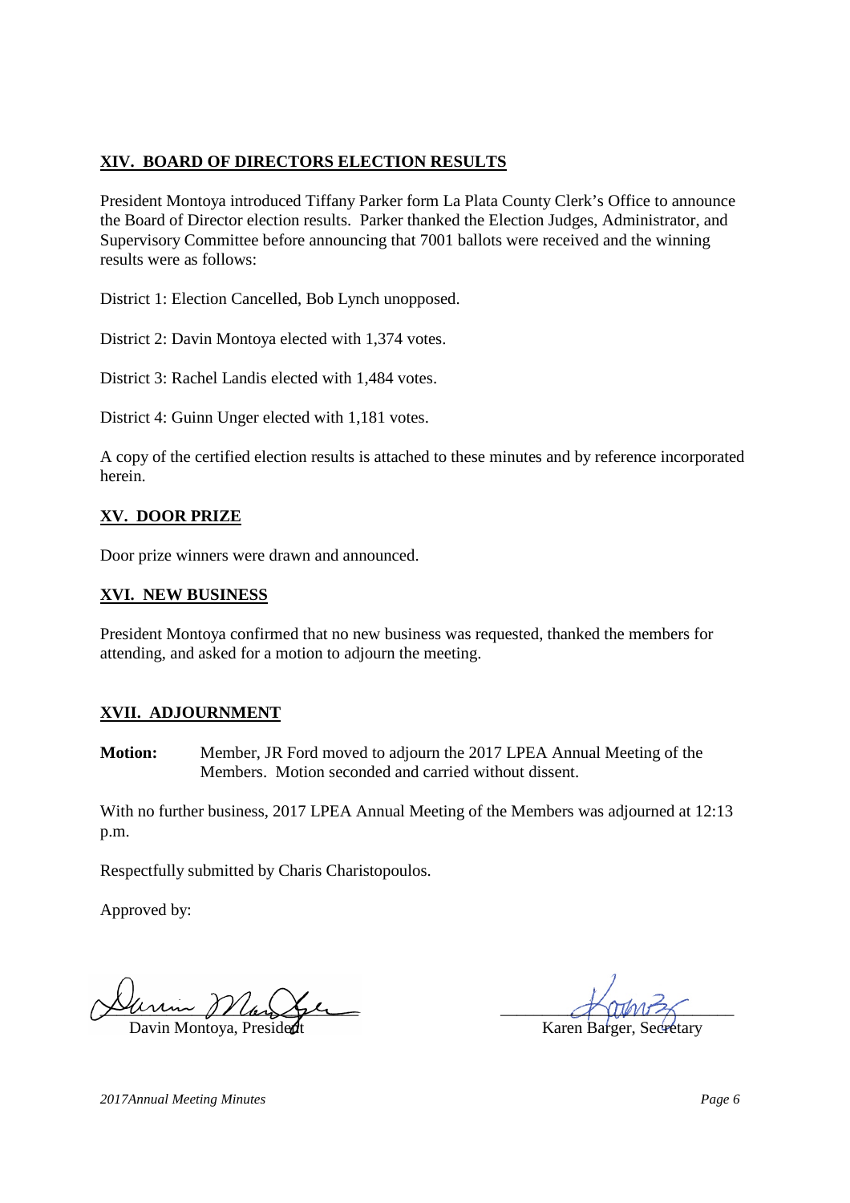**XIV. BOARD OF DIRECTORS ELECTION RESULTS**

President Montoya introduced Tiffany Parker form La Plata County Clerk's Office to announce the Board of Director election results. Parker thanked the Election Judges, Administrator, and Supervisory Committee before announcing that 7001 ballots were received and the winning results were as follows:

District 1: Election Cancelled, Bob Lynch unopposed.

District 2: Davin Montoya elected with 1,374 votes.

District 3: Rachel Landis elected with 1,484 votes.

District 4: Guinn Unger elected with 1,181 votes.

A copy of the certified election results is attached to these minutes and by reference incorporated herein.

**XV. DOOR PRIZE**

Door prize winners were drawn and announced.

**XVI. NEW BUSINESS**

President Montoya confirmed that no new business was requested, thanked the members for attending, and asked for a motion to adjourn the meeting.

**XVII. ADJOURNMENT**

**Motion:** Member, JR Ford moved to adjourn the 2017 LPEA Annual Meeting of the Members. Motion seconded and carried without dissent.

With no further business, 2017 LPEA Annual Meeting of the Members was adjourned at 12:13 p.m.

Respectfully submitted by Charis Charistopoulos.

Approved by:

Davin Montoya, President

Karen Barger, Secretary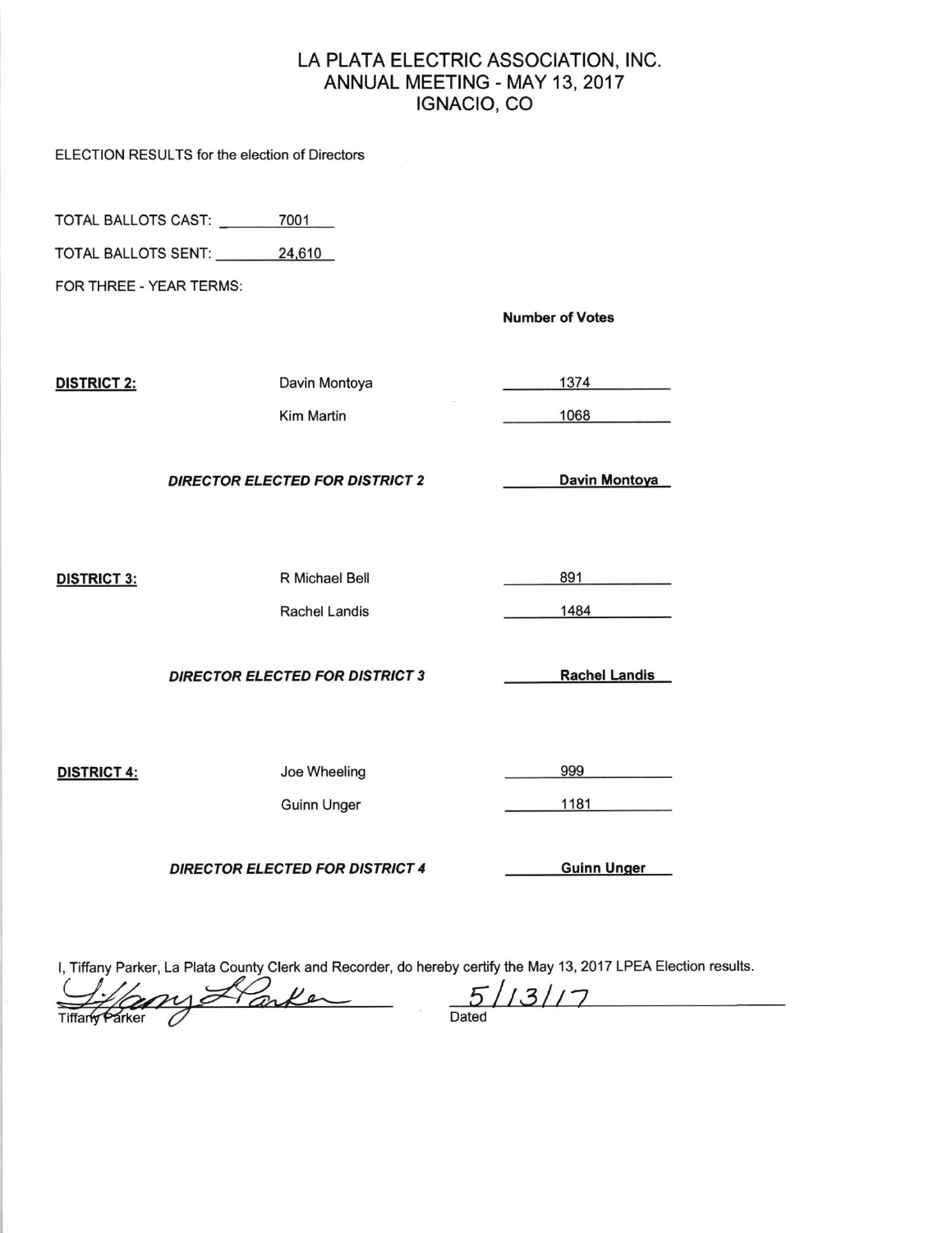# LA PLATA ELECTRIC ASSOCIATION, INC.
## ANNUAL MEETING - MAY 13, 2017
## IGNACIO, CO

ELECTION RESULTS for the election of Directors

TOTAL BALLOTS CAST: 7001

TOTAL BALLOTS SENT: 24,610

FOR THREE - YEAR TERMS:

| | | Number of Votes |
|---|---|---|
| **DISTRICT 2:** | Davin Montoya | 1374 |
| | Kim Martin | 1068 |
| | ***DIRECTOR ELECTED FOR DISTRICT 2*** | **Davin Montoya** |
| **DISTRICT 3:** | R Michael Bell | 891 |
| | Rachel Landis | 1484 |
| | ***DIRECTOR ELECTED FOR DISTRICT 3*** | **Rachel Landis** |
| **DISTRICT 4:** | Joe Wheeling | 999 |
| | Guinn Unger | 1181 |
| | ***DIRECTOR ELECTED FOR DISTRICT 4*** | **Guinn Unger** |

I, Tiffany Parker, La Plata County Clerk and Recorder, do hereby certify the May 13, 2017 LPEA Election results.

Tiffany Parker

5/13/17

Dated